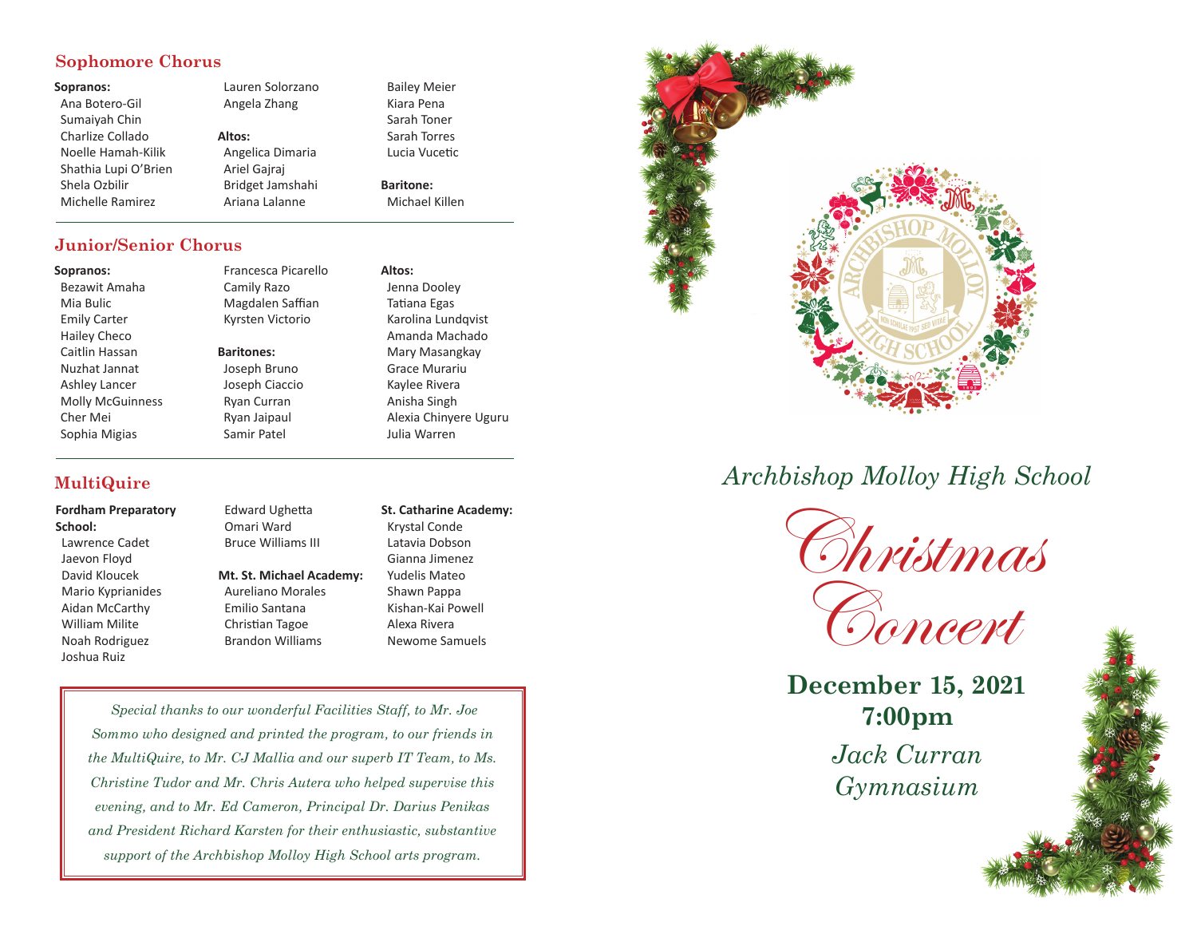## Sophomore Chorus

**Sopranos:**
Ana Botero-Gil
Sumaiyah Chin
Charlize Collado
Noelle Hamah-Kilik
Shathia Lupi O'Brien
Shela Ozbilir
Michelle Ramirez
Lauren Solorzano
Angela Zhang

**Altos:**
Angelica Dimaria
Ariel Gajraj
Bridget Jamshahi
Ariana Lalanne
Bailey Meier
Kiara Pena
Sarah Toner
Sarah Torres
Lucia Vucetic

**Baritone:**
Michael Killen

## Junior/Senior Chorus

**Sopranos:**
Bezawit Amaha
Mia Bulic
Emily Carter
Hailey Checo
Caitlin Hassan
Nuzhat Jannat
Ashley Lancer
Molly McGuinness
Cher Mei
Sophia Migias
Francesca Picarello
Camily Razo
Magdalen Saffian
Kyrsten Victorio

**Baritones:**
Joseph Bruno
Joseph Ciaccio
Ryan Curran
Ryan Jaipaul
Samir Patel

**Altos:**
Jenna Dooley
Tatiana Egas
Karolina Lundqvist
Amanda Machado
Mary Masangkay
Grace Murariu
Kaylee Rivera
Anisha Singh
Alexia Chinyere Uguru
Julia Warren

## MultiQuire

**Fordham Preparatory School:**
Lawrence Cadet
Jaevon Floyd
David Kloucek
Mario Kyprianides
Aidan McCarthy
William Milite
Noah Rodriguez
Joshua Ruiz
Edward Ughetta
Omari Ward
Bruce Williams III

**Mt. St. Michael Academy:**
Aureliano Morales
Emilio Santana
Christian Tagoe
Brandon Williams

**St. Catharine Academy:**
Krystal Conde
Latavia Dobson
Gianna Jimenez
Yudelis Mateo
Shawn Pappa
Kishan-Kai Powell
Alexa Rivera
Newome Samuels

*Special thanks to our wonderful Facilities Staff, to Mr. Joe Sommo who designed and printed the program, to our friends in the MultiQuire, to Mr. CJ Mallia and our superb IT Team, to Ms. Christine Tudor and Mr. Chris Autera who helped supervise this evening, and to Mr. Ed Cameron, Principal Dr. Darius Penikas and President Richard Karsten for their enthusiastic, substantive support of the Archbishop Molloy High School arts program.*

*Archbishop Molloy High School*

# Christmas Concert

**December 15, 2021**
**7:00pm**

*Jack Curran Gymnasium*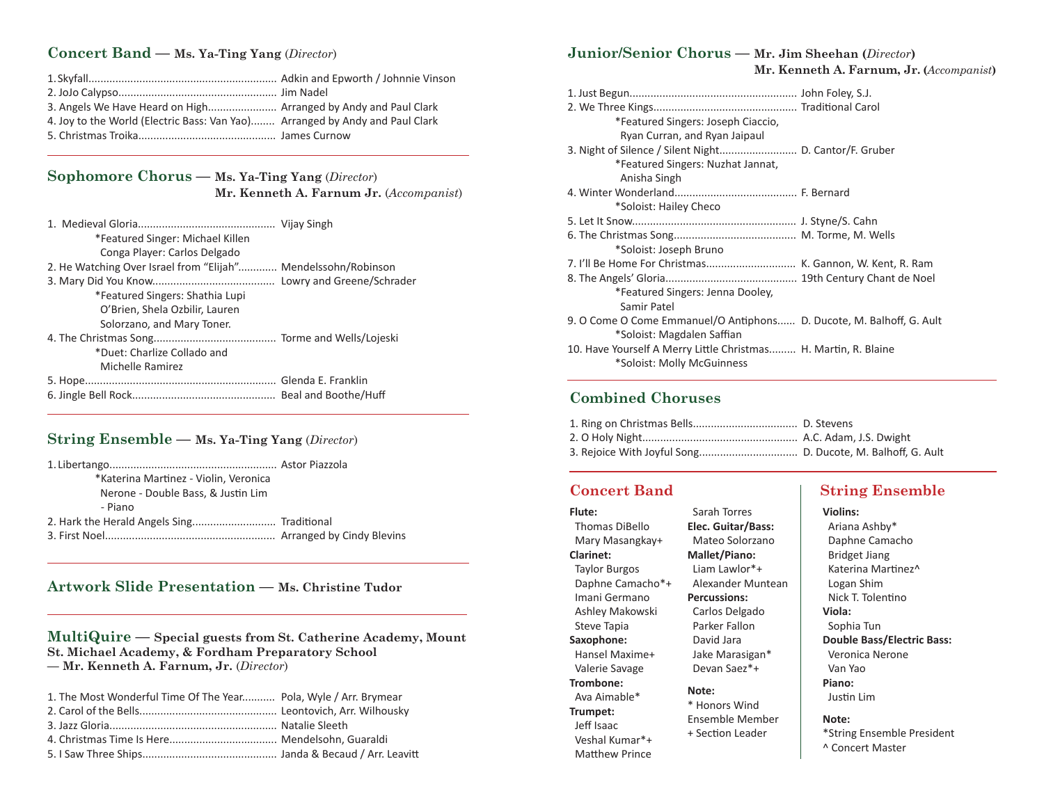## Concert Band — Ms. Ya-Ting Yang (*Director*)

1. Skyfall.............................................................. Adkin and Epworth / Johnnie Vinson
2. JoJo Calypso.................................................... Jim Nadel
3. Angels We Have Heard on High....................... Arranged by Andy and Paul Clark
4. Joy to the World (Electric Bass: Van Yao)........ Arranged by Andy and Paul Clark
5. Christmas Troika............................................. James Curnow

## Sophomore Chorus — Ms. Ya-Ting Yang (*Director*)
**Mr. Kenneth A. Farnum Jr.** (*Accompanist*)

1. Medieval Gloria............................................. Vijay Singh
   *Featured Singer: Michael Killen
   Conga Player: Carlos Delgado
2. He Watching Over Israel from "Elijah"............. Mendelssohn/Robinson
3. Mary Did You Know......................................... Lowry and Greene/Schrader
   *Featured Singers: Shathia Lupi O'Brien, Shela Ozbilir, Lauren Solorzano, and Mary Toner.
4. The Christmas Song......................................... Torme and Wells/Lojeski
   *Duet: Charlize Collado and Michelle Ramirez
5. Hope............................................................... Glenda E. Franklin
6. Jingle Bell Rock................................................ Beal and Boothe/Huff

## String Ensemble — Ms. Ya-Ting Yang (*Director*)

1. Libertango........................................................ Astor Piazzola
   *Katerina Martinez - Violin, Veronica Nerone - Double Bass, & Justin Lim - Piano
2. Hark the Herald Angels Sing............................ Traditional
3. First Noel......................................................... Arranged by Cindy Blevins

## Artwork Slide Presentation — Ms. Christine Tudor

## MultiQuire — Special guests from St. Catherine Academy, Mount St. Michael Academy, & Fordham Preparatory School — Mr. Kenneth A. Farnum, Jr. (*Director*)

1. The Most Wonderful Time Of The Year........... Pola, Wyle / Arr. Brymear
2. Carol of the Bells............................................. Leontovich, Arr. Wilhousky
3. Jazz Gloria........................................................ Natalie Sleeth
4. Christmas Time Is Here................................... Mendelsohn, Guaraldi
5. I Saw Three Ships............................................ Janda & Becaud / Arr. Leavitt

## Junior/Senior Chorus — Mr. Jim Sheehan (*Director*)
**Mr. Kenneth A. Farnum, Jr.** (*Accompanist*)

1. Just Begun........................................................ John Foley, S.J.
2. We Three Kings................................................ Traditional Carol
   *Featured Singers: Joseph Ciaccio, Ryan Curran, and Ryan Jaipaul
3. Night of Silence / Silent Night.......................... D. Cantor/F. Gruber
   *Featured Singers: Nuzhat Jannat, Anisha Singh
4. Winter Wonderland......................................... F. Bernard
   *Soloist: Hailey Checo
5. Let It Snow....................................................... J. Styne/S. Cahn
6. The Christmas Song......................................... M. Torme, M. Wells
   *Soloist: Joseph Bruno
7. I'll Be Home For Christmas.............................. K. Gannon, W. Kent, R. Ram
8. The Angels' Gloria............................................ 19th Century Chant de Noel
   *Featured Singers: Jenna Dooley, Samir Patel
9. O Come O Come Emmanuel/O Antiphons...... D. Ducote, M. Balhoff, G. Ault
   *Soloist: Magdalen Saffian
10. Have Yourself A Merry Little Christmas......... H. Martin, R. Blaine
   *Soloist: Molly McGuinness

## Combined Choruses

1. Ring on Christmas Bells................................... D. Stevens
2. O Holy Night.................................................... A.C. Adam, J.S. Dwight
3. Rejoice With Joyful Song................................. D. Ducote, M. Balhoff, G. Ault

## Concert Band

**Flute:**
Thomas DiBello
Mary Masangkay+

**Clarinet:**
Taylor Burgos
Daphne Camacho*+
Imani Germano
Ashley Makowski
Steve Tapia

**Saxophone:**
Hansel Maxime+
Valerie Savage

**Trombone:**
Ava Aimable*

**Trumpet:**
Jeff Isaac
Veshal Kumar*+
Matthew Prince
Sarah Torres

**Elec. Guitar/Bass:**
Mateo Solorzano

**Mallet/Piano:**
Liam Lawlor*+
Alexander Muntean

**Percussions:**
Carlos Delgado
Parker Fallon
David Jara
Jake Marasigan*
Devan Saez*+

**Note:**
* Honors Wind Ensemble Member
+ Section Leader

## String Ensemble

**Violins:**
Ariana Ashby*
Daphne Camacho
Bridget Jiang
Katerina Martinez^
Logan Shim
Nick T. Tolentino

**Viola:**
Sophia Tun

**Double Bass/Electric Bass:**
Veronica Nerone
Van Yao

**Piano:**
Justin Lim

**Note:**
*String Ensemble President
^ Concert Master